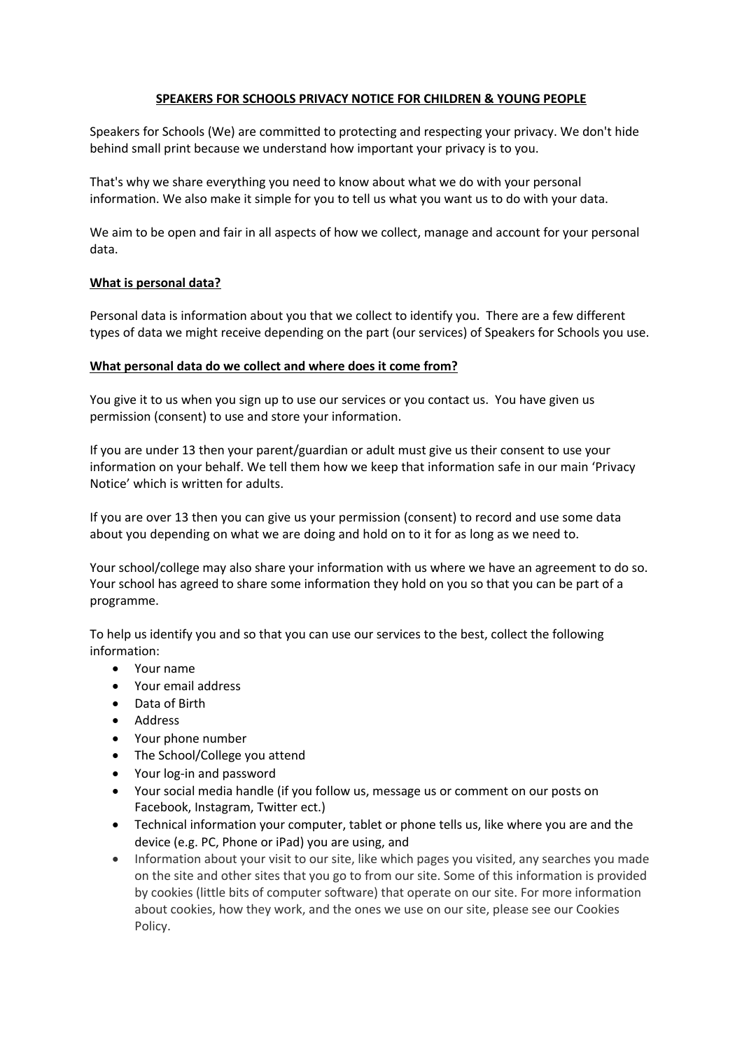**SPEAKERS FOR SCHOOLS PRIVACY NOTICE FOR CHILDREN & YOUNG PEOPLE**

Speakers for Schools (We) are committed to protecting and respecting your privacy. We don't hide behind small print because we understand how important your privacy is to you.

That's why we share everything you need to know about what we do with your personal information. We also make it simple for you to tell us what you want us to do with your data.

We aim to be open and fair in all aspects of how we collect, manage and account for your personal data.

**What is personal data?**

Personal data is information about you that we collect to identify you. There are a few different types of data we might receive depending on the part (our services) of Speakers for Schools you use.

**What personal data do we collect and where does it come from?**

You give it to us when you sign up to use our services or you contact us. You have given us permission (consent) to use and store your information.

If you are under 13 then your parent/guardian or adult must give us their consent to use your information on your behalf. We tell them how we keep that information safe in our main 'Privacy Notice' which is written for adults.

If you are over 13 then you can give us your permission (consent) to record and use some data about you depending on what we are doing and hold on to it for as long as we need to.

Your school/college may also share your information with us where we have an agreement to do so. Your school has agreed to share some information they hold on you so that you can be part of a programme.

To help us identify you and so that you can use our services to the best, collect the following information:

- Your name
- Your email address
- Data of Birth
- Address
- Your phone number
- The School/College you attend
- Your log-in and password
- Your social media handle (if you follow us, message us or comment on our posts on Facebook, Instagram, Twitter ect.)
- Technical information your computer, tablet or phone tells us, like where you are and the device (e.g. PC, Phone or iPad) you are using, and
- Information about your visit to our site, like which pages you visited, any searches you made on the site and other sites that you go to from our site. Some of this information is provided by cookies (little bits of computer software) that operate on our site. For more information about cookies, how they work, and the ones we use on our site, please see our Cookies Policy.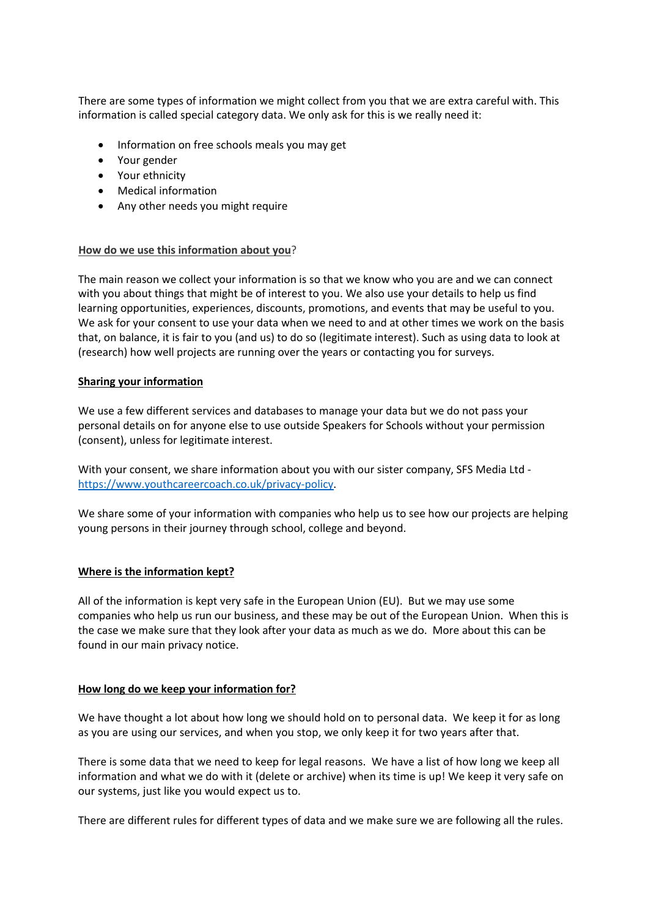There are some types of information we might collect from you that we are extra careful with. This information is called special category data. We only ask for this is we really need it:

- Information on free schools meals you may get
- Your gender
- Your ethnicity
- Medical information
- Any other needs you might require

**How do we use this information about you**?

The main reason we collect your information is so that we know who you are and we can connect with you about things that might be of interest to you. We also use your details to help us find learning opportunities, experiences, discounts, promotions, and events that may be useful to you. We ask for your consent to use your data when we need to and at other times we work on the basis that, on balance, it is fair to you (and us) to do so (legitimate interest). Such as using data to look at (research) how well projects are running over the years or contacting you for surveys.

**Sharing your information**

We use a few different services and databases to manage your data but we do not pass your personal details on for anyone else to use outside Speakers for Schools without your permission (consent), unless for legitimate interest.

With your consent, we share information about you with our sister company, SFS Media Ltd - [https://www.youthcareercoach.co.uk/privacy-policy](https://www.youthcareercoach.co.uk/privacy-policy).

We share some of your information with companies who help us to see how our projects are helping young persons in their journey through school, college and beyond.

**Where is the information kept?**

All of the information is kept very safe in the European Union (EU). But we may use some companies who help us run our business, and these may be out of the European Union. When this is the case we make sure that they look after your data as much as we do. More about this can be found in our main privacy notice.

**How long do we keep your information for?**

We have thought a lot about how long we should hold on to personal data. We keep it for as long as you are using our services, and when you stop, we only keep it for two years after that.

There is some data that we need to keep for legal reasons. We have a list of how long we keep all information and what we do with it (delete or archive) when its time is up! We keep it very safe on our systems, just like you would expect us to.

There are different rules for different types of data and we make sure we are following all the rules.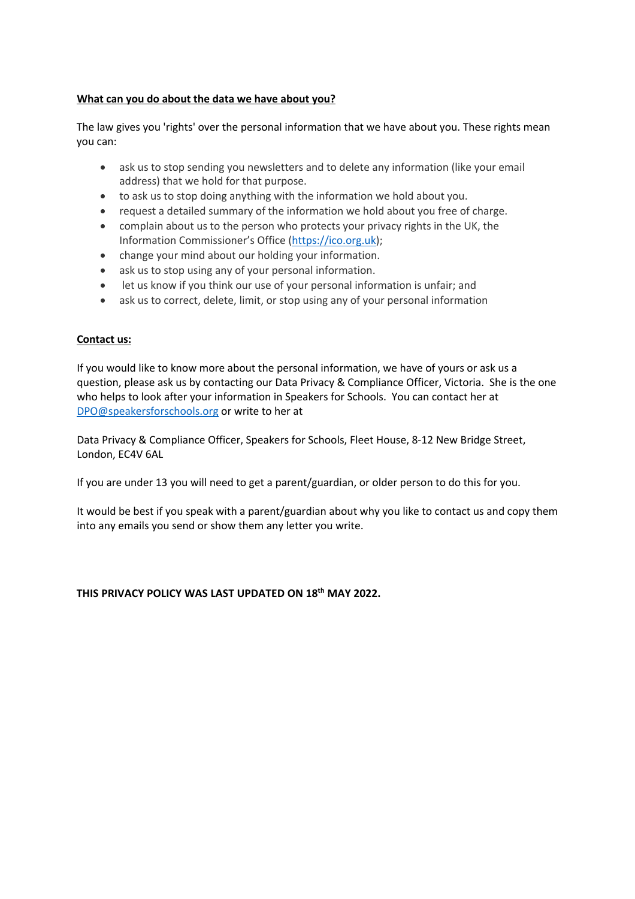**What can you do about the data we have about you?**

The law gives you 'rights' over the personal information that we have about you. These rights mean you can:

- ask us to stop sending you newsletters and to delete any information (like your email address) that we hold for that purpose.
- to ask us to stop doing anything with the information we hold about you.
- request a detailed summary of the information we hold about you free of charge.
- complain about us to the person who protects your privacy rights in the UK, the Information Commissioner's Office (https://ico.org.uk);
- change your mind about our holding your information.
- ask us to stop using any of your personal information.
- let us know if you think our use of your personal information is unfair; and
- ask us to correct, delete, limit, or stop using any of your personal information

**Contact us:**

If you would like to know more about the personal information, we have of yours or ask us a question, please ask us by contacting our Data Privacy & Compliance Officer, Victoria. She is the one who helps to look after your information in Speakers for Schools. You can contact her at DPO@speakersforschools.org or write to her at

Data Privacy & Compliance Officer, Speakers for Schools, Fleet House, 8-12 New Bridge Street, London, EC4V 6AL

If you are under 13 you will need to get a parent/guardian, or older person to do this for you.

It would be best if you speak with a parent/guardian about why you like to contact us and copy them into any emails you send or show them any letter you write.

**THIS PRIVACY POLICY WAS LAST UPDATED ON 18th MAY 2022.**